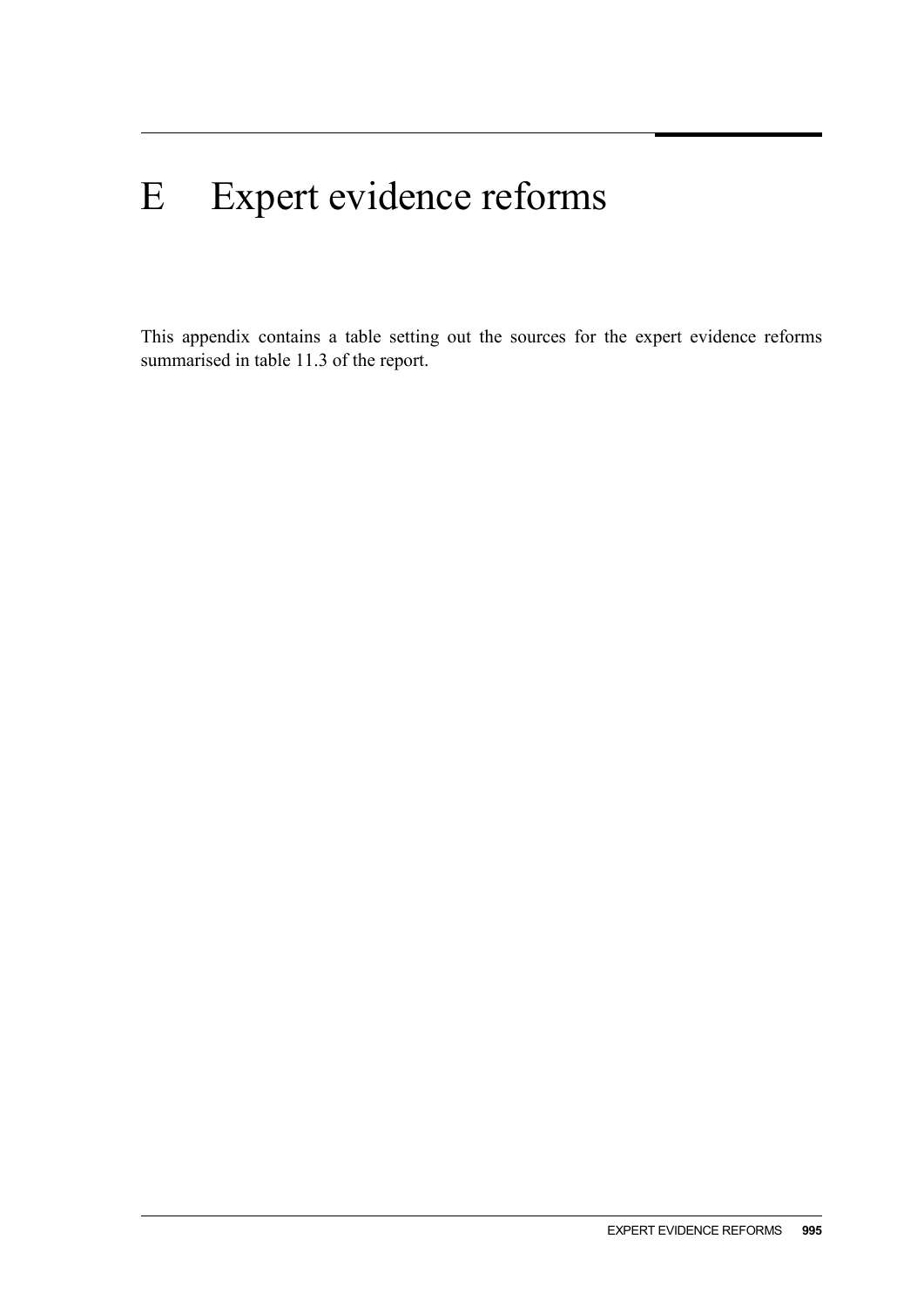# E Expert evidence reforms

This appendix contains a table setting out the sources for the expert evidence reforms summarised in table 11.3 of the report.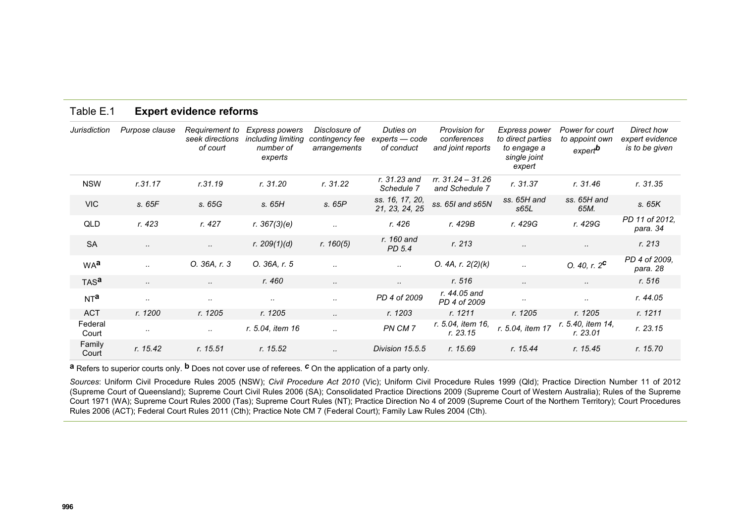Table E.1 **Expert evidence reforms**

| *Jurisdiction* | *Purpose clause* | *Requirement to seek directions of court* | *Express powers including limiting number of experts* | *Disclosure of contingency fee arrangements* | *Duties on experts — code of conduct* | *Provision for conferences and joint reports* | *Express power to direct parties to engage a single joint expert* | *Power for court to appoint own expert*[b] | *Direct how expert evidence is to be given* |
|---|---|---|---|---|---|---|---|---|---|
| NSW | *r.31.17* | *r.31.19* | *r. 31.20* | *r. 31.22* | *r. 31.23 and Schedule 7* | *rr. 31.24 – 31.26 and Schedule 7* | *r. 31.37* | *r. 31.46* | *r. 31.35* |
| VIC | *s. 65F* | *s. 65G* | *s. 65H* | *s. 65P* | *ss. 16, 17, 20, 21, 23, 24, 25* | *ss. 65I and s65N* | *ss. 65H and s65L* | *ss. 65H and 65M.* | *s. 65K* |
| QLD | *r. 423* | *r. 427* | *r. 367(3)(e)* | .. | *r. 426* | *r. 429B* | *r. 429G* | *r. 429G* | *PD 11 of 2012, para. 34* |
| SA | .. | .. | *r. 209(1)(d)* | *r. 160(5)* | *r. 160 and PD 5.4* | *r. 213* | .. | .. | *r. 213* |
| WA[a] | .. | *O. 36A, r. 3* | *O. 36A, r. 5* | .. | .. | *O. 4A, r. 2(2)(k)* | .. | *O. 40, r. 2*[c] | *PD 4 of 2009, para. 28* |
| TAS[a] | .. | .. | *r. 460* | .. | .. | *r. 516* | .. | .. | *r. 516* |
| NT[a] | .. | .. | .. | .. | *PD 4 of 2009* | *r. 44.05 and PD 4 of 2009* | .. | .. | *r. 44.05* |
| ACT | *r. 1200* | *r. 1205* | *r. 1205* | .. | *r. 1203* | *r. 1211* | *r. 1205* | *r. 1205* | *r. 1211* |
| Federal Court | .. | .. | *r. 5.04, item 16* | .. | *PN CM 7* | *r. 5.04, item 16, r. 23.15* | *r. 5.04, item 17* | *r. 5.40, item 14, r. 23.01* | *r. 23.15* |
| Family Court | *r. 15.42* | *r. 15.51* | *r. 15.52* | .. | *Division 15.5.5* | *r. 15.69* | *r. 15.44* | *r. 15.45* | *r. 15.70* |

**a** Refers to superior courts only. **b** Does not cover use of referees. ***c*** On the application of a party only.

*Sources*: Uniform Civil Procedure Rules 2005 (NSW); *Civil Procedure Act 2010* (Vic); Uniform Civil Procedure Rules 1999 (Qld); Practice Direction Number 11 of 2012 (Supreme Court of Queensland); Supreme Court Civil Rules 2006 (SA); Consolidated Practice Directions 2009 (Supreme Court of Western Australia); Rules of the Supreme Court 1971 (WA); Supreme Court Rules 2000 (Tas); Supreme Court Rules (NT); Practice Direction No 4 of 2009 (Supreme Court of the Northern Territory); Court Procedures Rules 2006 (ACT); Federal Court Rules 2011 (Cth); Practice Note CM 7 (Federal Court); Family Law Rules 2004 (Cth).